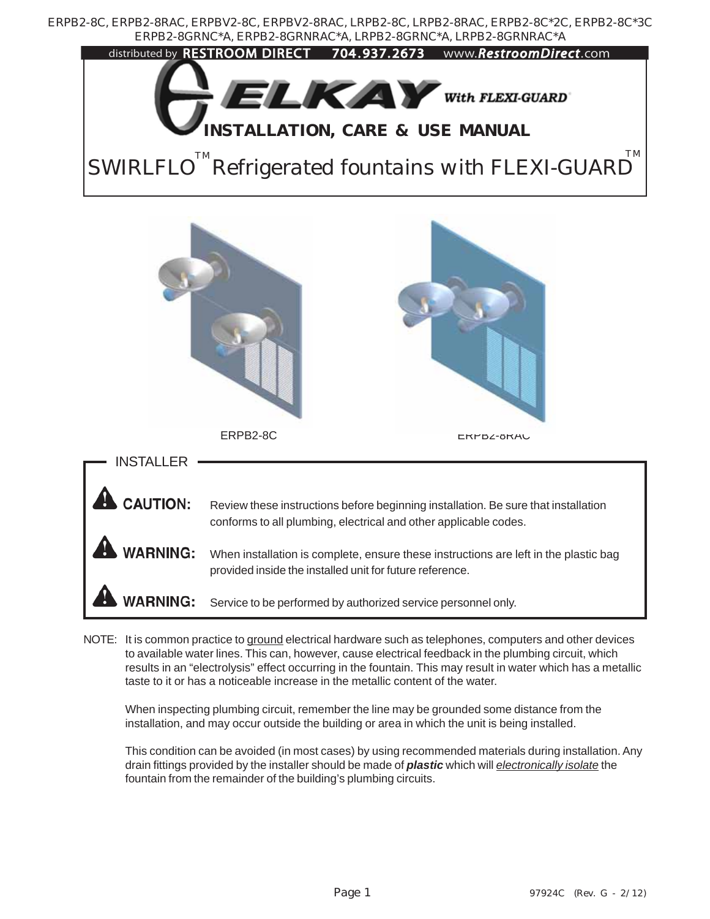ERPB2-8C, ERPB2-8RAC, ERPBV2-8C, ERPBV2-8RAC, LRPB2-8C, LRPB2-8RAC, ERPB2-8C*2C, ERPB2-8C*3C
ERPB2-8GRNC*A, ERPB2-8GRNRAC*A, LRPB2-8GRNC*A, LRPB2-8GRNRAC*A

distributed by RESTROOM DIRECT 704.937.2673 www.RestroomDirect.com

# ELKAY With FLEXI-GUARD®

## INSTALLATION, CARE & USE MANUAL

# SWIRLFLO™ Refrigerated fountains with FLEXI-GUARD™

ERPB2-8C

ERPB2-8RAC

## INSTALLER

**CAUTION:** Review these instructions before beginning installation. Be sure that installation conforms to all plumbing, electrical and other applicable codes.

**WARNING:** When installation is complete, ensure these instructions are left in the plastic bag provided inside the installed unit for future reference.

**WARNING:** Service to be performed by authorized service personnel only.

NOTE: It is common practice to <u>ground</u> electrical hardware such as telephones, computers and other devices to available water lines. This can, however, cause electrical feedback in the plumbing circuit, which results in an "electrolysis" effect occurring in the fountain. This may result in water which has a metallic taste to it or has a noticeable increase in the metallic content of the water.

When inspecting plumbing circuit, remember the line may be grounded some distance from the installation, and may occur outside the building or area in which the unit is being installed.

This condition can be avoided (in most cases) by using recommended materials during installation. Any drain fittings provided by the installer should be made of ***plastic*** which will *<u>electronically isolate</u>* the fountain from the remainder of the building's plumbing circuits.

97924C (Rev. G - 2/12)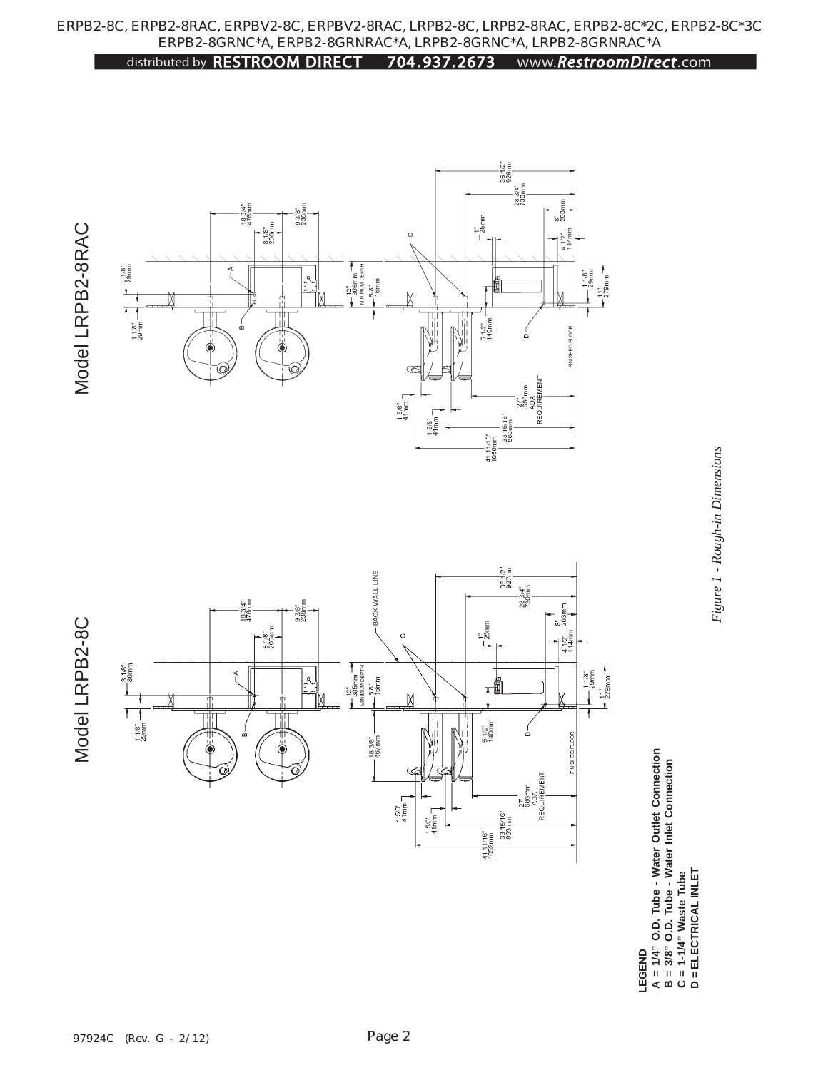ERPB2-8C, ERPB2-8RAC, ERPBV2-8C, ERPBV2-8RAC, LRPB2-8C, LRPB2-8RAC, ERPB2-8C*2C, ERPB2-8C*3C
ERPB2-8GRNC*A, ERPB2-8GRNRAC*A, LRPB2-8GRNC*A, LRPB2-8GRNRAC*A

distributed by RESTROOM DIRECT 704.937.2673 www.RestroomDirect.com

## Model LRPB2-8RAC

## Model LRPB2-8C

*Figure 1 - Rough-in Dimensions*

**LEGEND**
**A = 1/4" O.D. Tube - Water Outlet Connection**
**B = 3/8" O.D. Tube - Water Inlet Connection**
**C = 1-1/4" Waste Tube**
**D = ELECTRICAL INLET**

97924C (Rev. G - 2/12)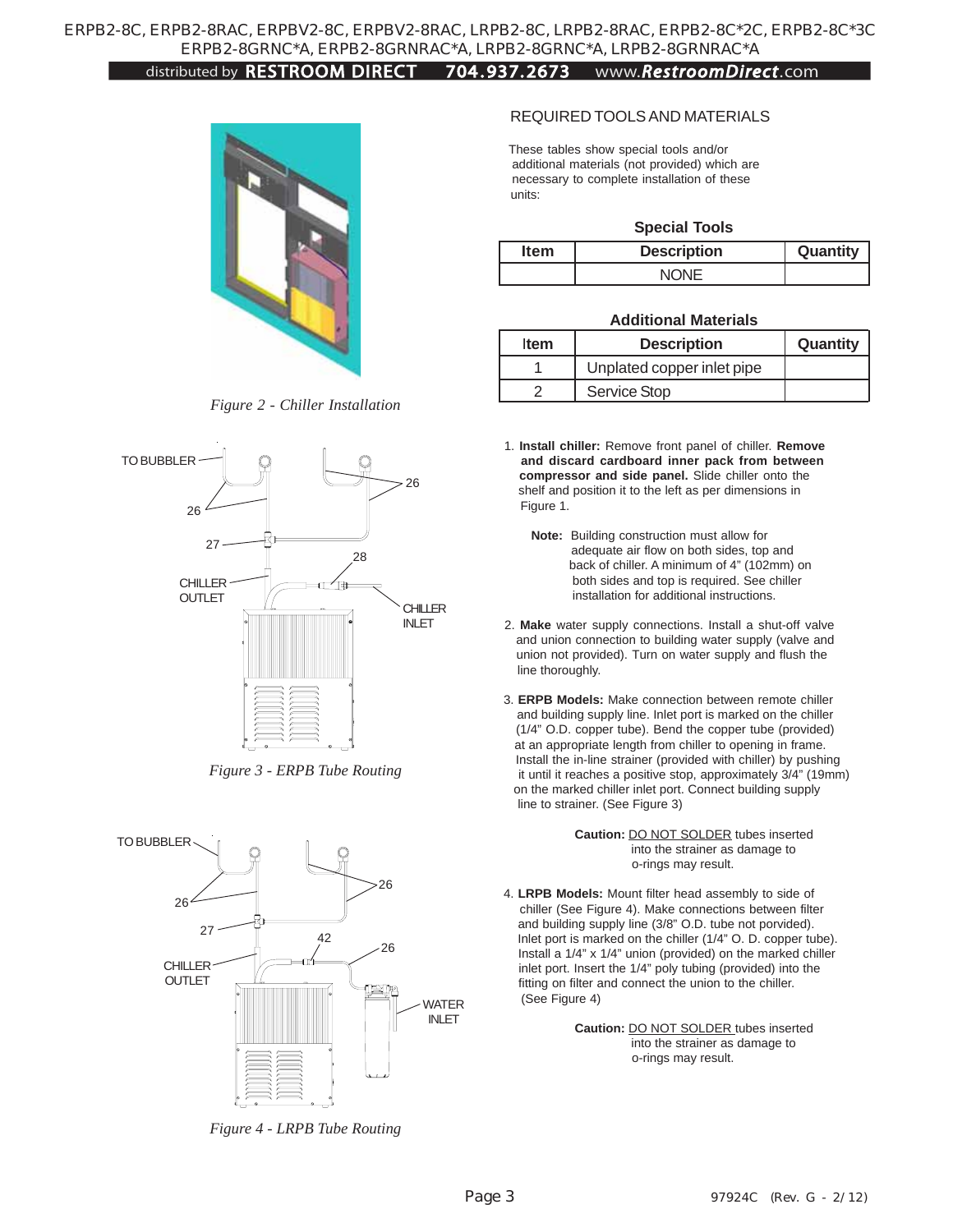Figure 2 - Chiller Installation

TO BUBBLER

26

27

28

CHILLER OUTLET

CHILLER INLET

Figure 3 - ERPB Tube Routing

TO BUBBLER

26

27

42

26

CHILLER OUTLET

WATER INLET

Figure 4 - LRPB Tube Routing

## REQUIRED TOOLS AND MATERIALS

These tables show special tools and/or additional materials (not provided) which are necessary to complete installation of these units:

**Special Tools**

| Item | Description | Quantity |
|---|---|---|
| | NONE | |

**Additional Materials**

| Item | Description | Quantity |
|---|---|---|
| 1 | Unplated copper inlet pipe | |
| 2 | Service Stop | |

1. **Install chiller:** Remove front panel of chiller. **Remove and discard cardboard inner pack from between compressor and side panel.** Slide chiller onto the shelf and position it to the left as per dimensions in Figure 1.

   **Note:** Building construction must allow for adequate air flow on both sides, top and back of chiller. A minimum of 4" (102mm) on both sides and top is required. See chiller installation for additional instructions.

2. **Make** water supply connections. Install a shut-off valve and union connection to building water supply (valve and union not provided). Turn on water supply and flush the line thoroughly.

3. **ERPB Models:** Make connection between remote chiller and building supply line. Inlet port is marked on the chiller (1/4" O.D. copper tube). Bend the copper tube (provided) at an appropriate length from chiller to opening in frame. Install the in-line strainer (provided with chiller) by pushing it until it reaches a positive stop, approximately 3/4" (19mm) on the marked chiller inlet port. Connect building supply line to strainer. (See Figure 3)

   **Caution:** DO NOT SOLDER tubes inserted into the strainer as damage to o-rings may result.

4. **LRPB Models:** Mount filter head assembly to side of chiller (See Figure 4). Make connections between filter and building supply line (3/8" O.D. tube not porvided). Inlet port is marked on the chiller (1/4" O. D. copper tube). Install a 1/4" x 1/4" union (provided) on the marked chiller inlet port. Insert the 1/4" poly tubing (provided) into the fitting on filter and connect the union to the chiller. (See Figure 4)

   **Caution:** DO NOT SOLDER tubes inserted into the strainer as damage to o-rings may result.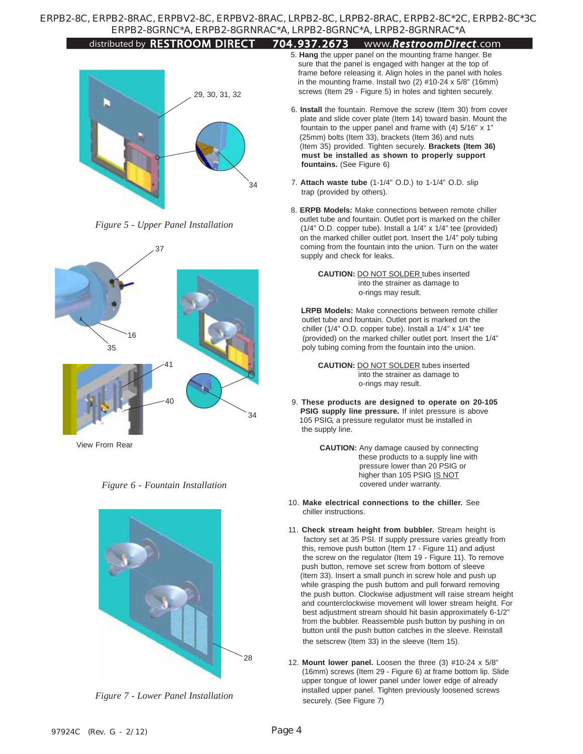Figure 5 - Upper Panel Installation

View From Rear

Figure 6 - Fountain Installation

Figure 7 - Lower Panel Installation

5. **Hang** the upper panel on the mounting frame hanger. Be sure that the panel is engaged with hanger at the top of frame before releasing it. Align holes in the panel with holes in the mounting frame. Install two (2) #10-24 x 5/8" (16mm) screws (Item 29 - Figure 5) in holes and tighten securely.

6. **Install** the fountain. Remove the screw (Item 30) from cover plate and slide cover plate (Item 14) toward basin. Mount the fountain to the upper panel and frame with (4) 5/16" x 1" (25mm) bolts (Item 33), brackets (Item 36) and nuts (Item 35) provided. Tighten securely. **Brackets (Item 36) must be installed as shown to properly support fountains.** (See Figure 6)

7. **Attach waste tube** (1-1/4" O.D.) to 1-1/4" O.D. slip trap (provided by others).

8. **ERPB Models:** Make connections between remote chiller outlet tube and fountain. Outlet port is marked on the chiller (1/4" O.D. copper tube). Install a 1/4" x 1/4" tee (provided) on the marked chiller outlet port. Insert the 1/4" poly tubing coming from the fountain into the union. Turn on the water supply and check for leaks.

   **CAUTION:** DO NOT SOLDER tubes inserted into the strainer as damage to o-rings may result.

   **LRPB Models:** Make connections between remote chiller outlet tube and fountain. Outlet port is marked on the chiller (1/4" O.D. copper tube). Install a 1/4" x 1/4" tee (provided) on the marked chiller outlet port. Insert the 1/4" poly tubing coming from the fountain into the union.

   **CAUTION:** DO NOT SOLDER tubes inserted into the strainer as damage to o-rings may result.

9. **These products are designed to operate on 20-105 PSIG supply line pressure.** If inlet pressure is above 105 PSIG, a pressure regulator must be installed in the supply line.

   **CAUTION:** Any damage caused by connecting these products to a supply line with pressure lower than 20 PSIG or higher than 105 PSIG IS NOT covered under warranty.

10. **Make electrical connections to the chiller.** See chiller instructions.

11. **Check stream height from bubbler.** Stream height is factory set at 35 PSI. If supply pressure varies greatly from this, remove push button (Item 17 - Figure 11) and adjust the screw on the regulator (Item 19 - Figure 11). To remove push button, remove set screw from bottom of sleeve (Item 33). Insert a small punch in screw hole and push up while grasping the push buttom and pull forward removing the push button. Clockwise adjustment will raise stream height and counterclockwise movement will lower stream height. For best adjustment stream should hit basin approximately 6-1/2" from the bubbler. Reassemble push button by pushing in on button until the push button catches in the sleeve. Reinstall the setscrew (Item 33) in the sleeve (Item 15).

12. **Mount lower panel.** Loosen the three (3) #10-24 x 5/8" (16mm) screws (Item 29 - Figure 6) at frame bottom lip. Slide upper tongue of lower panel under lower edge of already installed upper panel. Tighten previously loosened screws securely. (See Figure 7)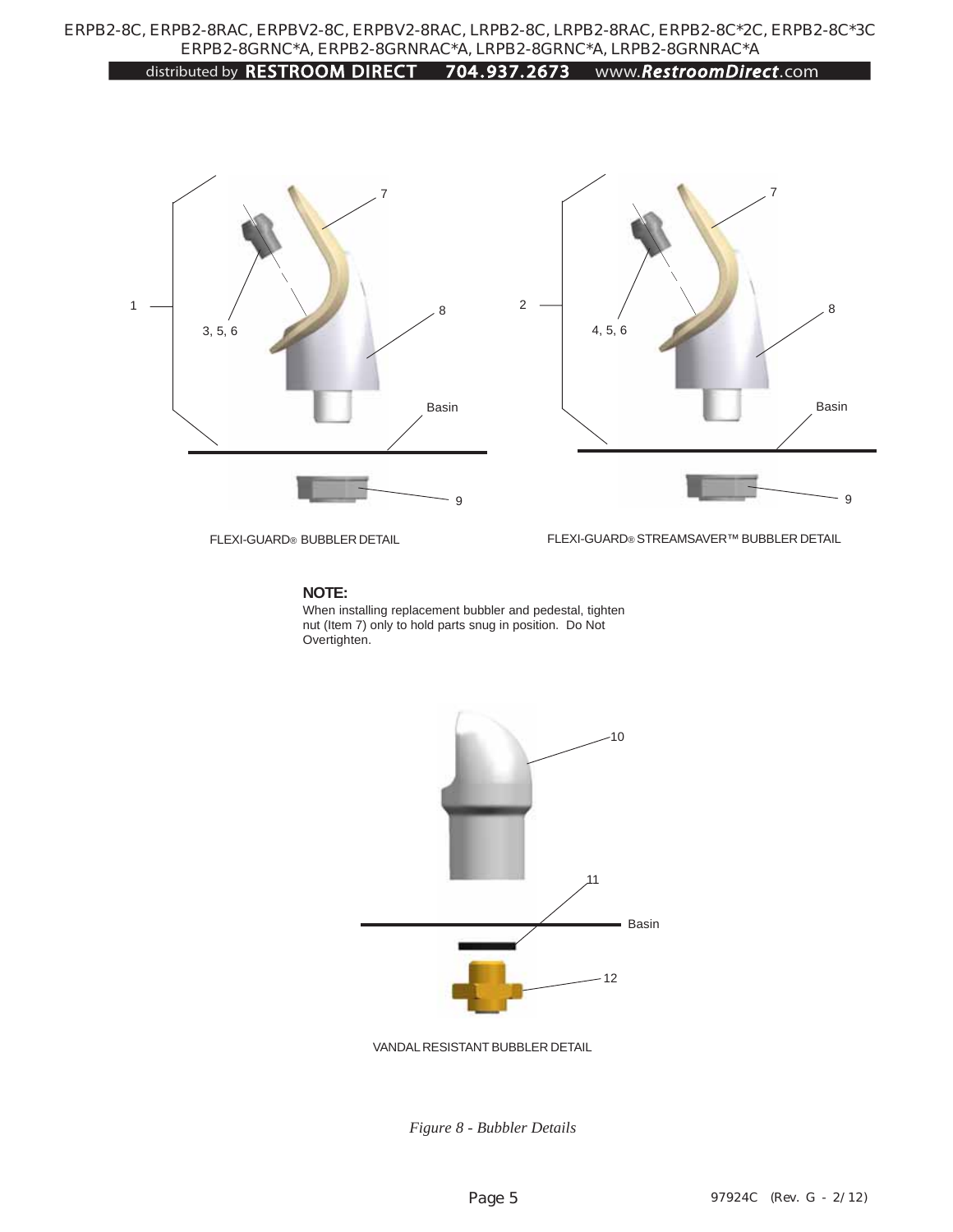FLEXI-GUARD® BUBBLER DETAIL

FLEXI-GUARD® STREAMSAVER™ BUBBLER DETAIL

**NOTE:**

When installing replacement bubbler and pedestal, tighten nut (Item 7) only to hold parts snug in position. Do Not Overtighten.

VANDAL RESISTANT BUBBLER DETAIL

*Figure 8 - Bubbler Details*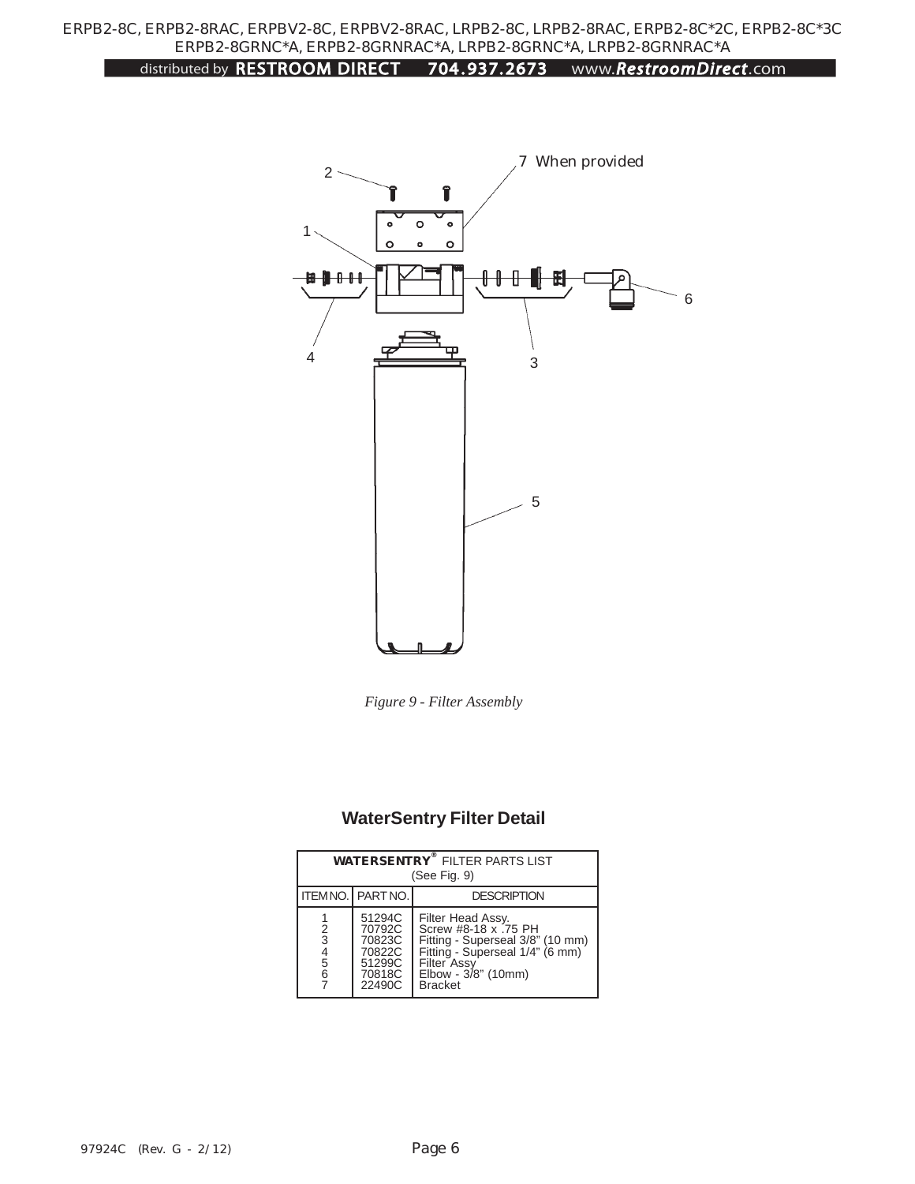*Figure 9 - Filter Assembly*

## WaterSentry Filter Detail

| **WATERSENTRY®** FILTER PARTS LIST (See Fig. 9) | | |
|---|---|---|
| ITEM NO. | PART NO. | DESCRIPTION |
| 1 | 51294C | Filter Head Assy. |
| 2 | 70792C | Screw #8-18 x .75 PH |
| 3 | 70823C | Fitting - Superseal 3/8" (10 mm) |
| 4 | 70822C | Fitting - Superseal 1/4" (6 mm) |
| 5 | 51299C | Filter Assy |
| 6 | 70818C | Elbow - 3/8" (10mm) |
| 7 | 22490C | Bracket |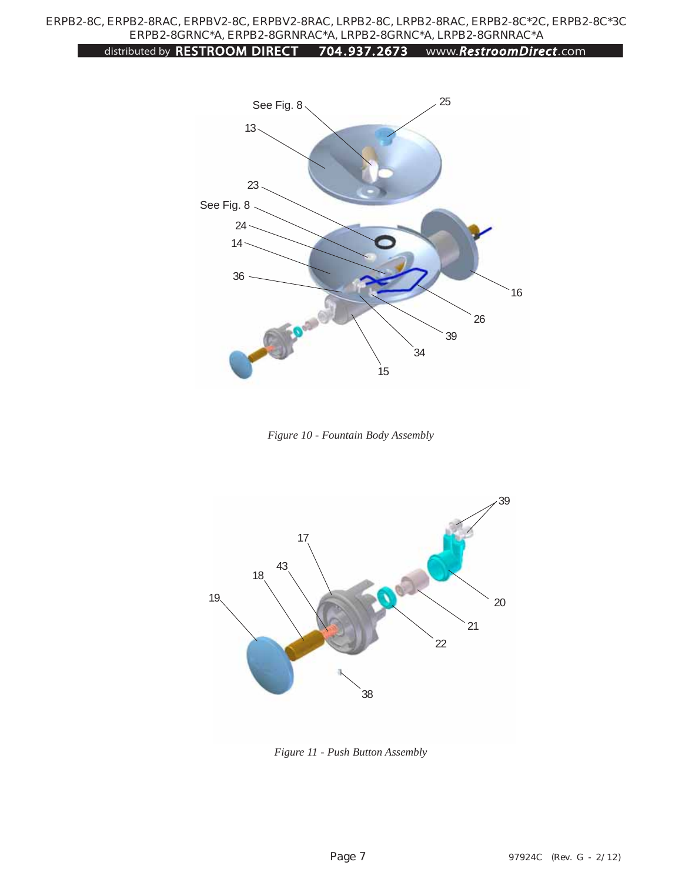*Figure 10 - Fountain Body Assembly*

*Figure 11 - Push Button Assembly*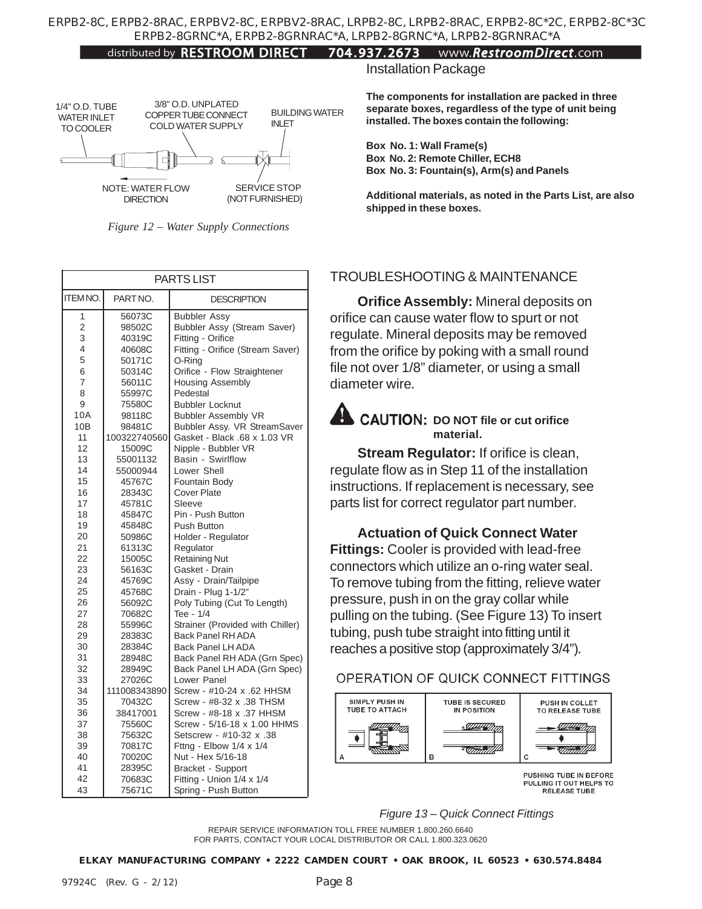1/4" O.D. TUBE WATER INLET TO COOLER

3/8" O.D. UNPLATED COPPER TUBE CONNECT COLD WATER SUPPLY

BUILDING WATER INLET

NOTE: WATER FLOW DIRECTION

SERVICE STOP (NOT FURNISHED)

*Figure 12 – Water Supply Connections*

Installation Package

**The components for installation are packed in three separate boxes, regardless of the type of unit being installed. The boxes contain the following:**

**Box No. 1: Wall Frame(s)**
**Box No. 2: Remote Chiller, ECH8**
**Box No. 3: Fountain(s), Arm(s) and Panels**

**Additional materials, as noted in the Parts List, are also shipped in these boxes.**

PARTS LIST

| ITEM NO. | PART NO. | DESCRIPTION |
|---|---|---|
| 1 | 56073C | Bubbler Assy |
| 2 | 98502C | Bubbler Assy (Stream Saver) |
| 3 | 40319C | Fitting - Orifice |
| 4 | 40608C | Fitting - Orifice (Stream Saver) |
| 5 | 50171C | O-Ring |
| 6 | 50314C | Orifice - Flow Straightener |
| 7 | 56011C | Housing Assembly |
| 8 | 55997C | Pedestal |
| 9 | 75580C | Bubbler Locknut |
| 10A | 98118C | Bubbler Assembly VR |
| 10B | 98481C | Bubbler Assy. VR StreamSaver |
| 11 | 100322740560 | Gasket - Black .68 x 1.03 VR |
| 12 | 15009C | Nipple - Bubbler VR |
| 13 | 55001132 | Basin - Swirlflow |
| 14 | 55000944 | Lower Shell |
| 15 | 45767C | Fountain Body |
| 16 | 28343C | Cover Plate |
| 17 | 45781C | Sleeve |
| 18 | 45847C | Pin - Push Button |
| 19 | 45848C | Push Button |
| 20 | 50986C | Holder - Regulator |
| 21 | 61313C | Regulator |
| 22 | 15005C | Retaining Nut |
| 23 | 56163C | Gasket - Drain |
| 24 | 45769C | Assy - Drain/Tailpipe |
| 25 | 45768C | Drain - Plug 1-1/2" |
| 26 | 56092C | Poly Tubing (Cut To Length) |
| 27 | 70682C | Tee - 1/4 |
| 28 | 55996C | Strainer (Provided with Chiller) |
| 29 | 28383C | Back Panel RH ADA |
| 30 | 28384C | Back Panel LH ADA |
| 31 | 28948C | Back Panel RH ADA (Grn Spec) |
| 32 | 28949C | Back Panel LH ADA (Grn Spec) |
| 33 | 27026C | Lower Panel |
| 34 | 111008343890 | Screw - #10-24 x .62 HHSM |
| 35 | 70432C | Screw - #8-32 x .38 THSM |
| 36 | 38417001 | Screw - #8-18 x .37 HHSM |
| 37 | 75560C | Screw - 5/16-18 x 1.00 HHMS |
| 38 | 75632C | Setscrew - #10-32 x .38 |
| 39 | 70817C | Fttng - Elbow 1/4 x 1/4 |
| 40 | 70020C | Nut - Hex 5/16-18 |
| 41 | 28395C | Bracket - Support |
| 42 | 70683C | Fitting - Union 1/4 x 1/4 |
| 43 | 75671C | Spring - Push Button |

## TROUBLESHOOTING & MAINTENANCE

**Orifice Assembly:** Mineral deposits on orifice can cause water flow to spurt or not regulate. Mineral deposits may be removed from the orifice by poking with a small round file not over 1/8" diameter, or using a small diameter wire.

**CAUTION: DO NOT file or cut orifice material.**

**Stream Regulator:** If orifice is clean, regulate flow as in Step 11 of the installation instructions. If replacement is necessary, see parts list for correct regulator part number.

**Actuation of Quick Connect Water Fittings:** Cooler is provided with lead-free connectors which utilize an o-ring water seal. To remove tubing from the fitting, relieve water pressure, push in on the gray collar while pulling on the tubing. (See Figure 13) To insert tubing, push tube straight into fitting until it reaches a positive stop (approximately 3/4").

OPERATION OF QUICK CONNECT FITTINGS

A: SIMPLY PUSH IN TUBE TO ATTACH

B: TUBE IS SECURED IN POSITION

C: PUSH IN COLLET TO RELEASE TUBE

PUSHING TUBE IN BEFORE PULLING IT OUT HELPS TO RELEASE TUBE

*Figure 13 – Quick Connect Fittings*

REPAIR SERVICE INFORMATION TOLL FREE NUMBER 1.800.260.6640
FOR PARTS, CONTACT YOUR LOCAL DISTRIBUTOR OR CALL 1.800.323.0620

**ELKAY MANUFACTURING COMPANY • 2222 CAMDEN COURT • OAK BROOK, IL 60523 • 630.574.8484**

97924C (Rev. G - 2/12)